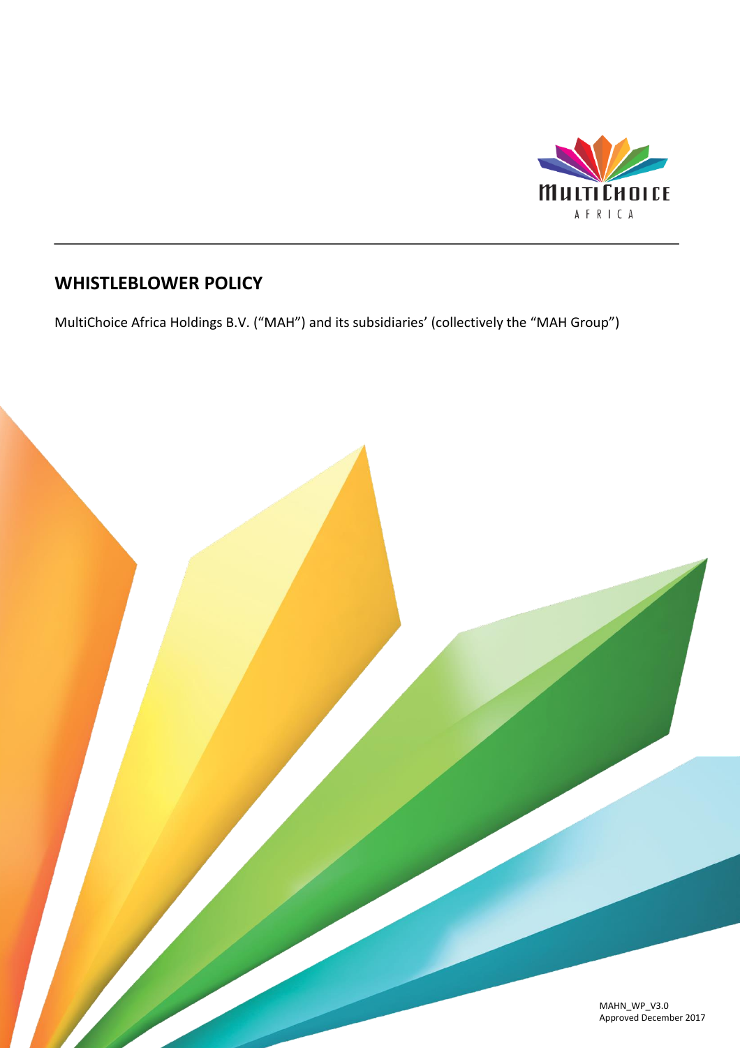# WHISTLEBLOWER POLICY

MultiChoice Africa Holdings B.V. ("MAH") and its subsidiaries' (collectively the "MAH Group")

MAHN_WP_V3.0
Approved December 2017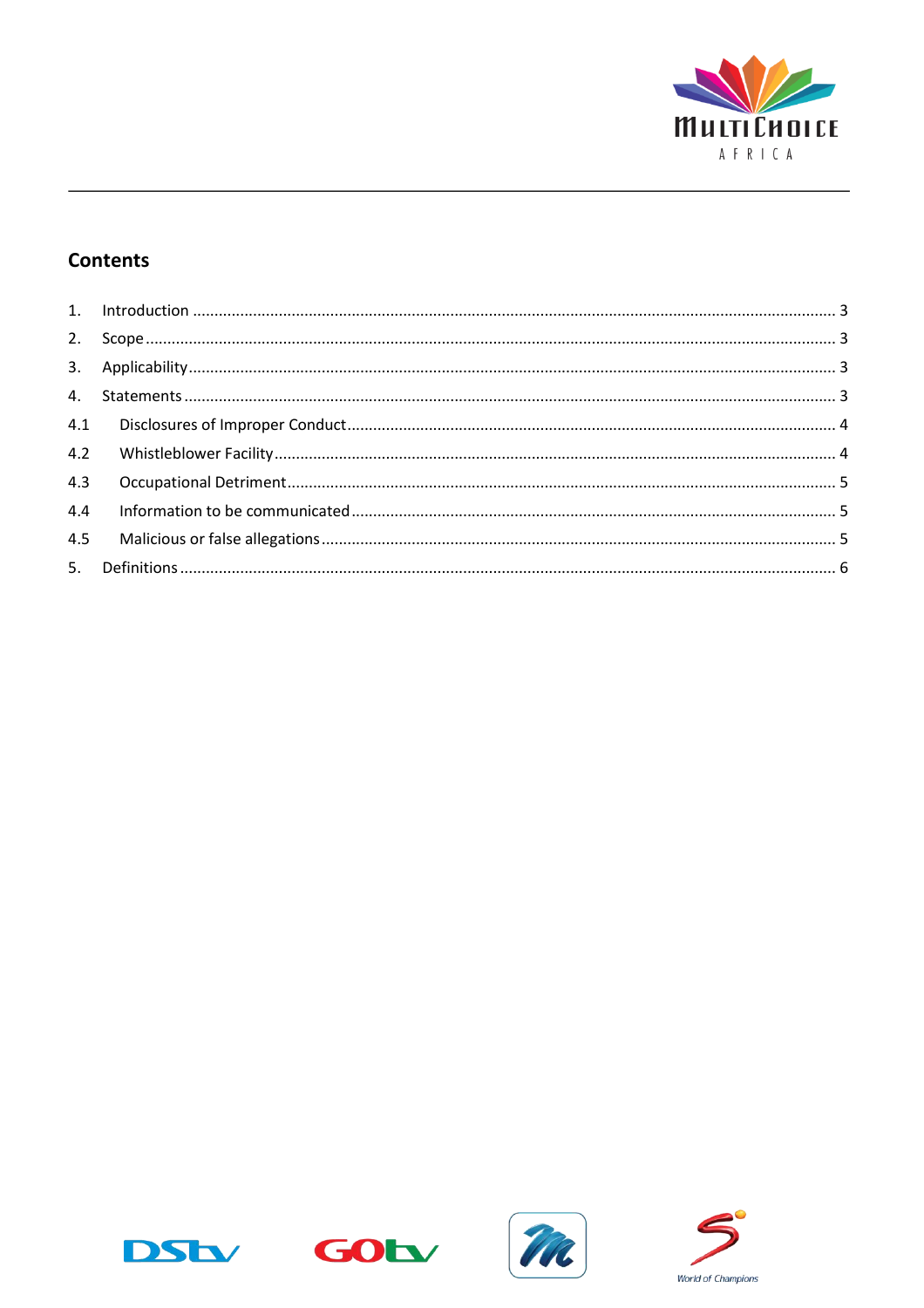## Contents

1. Introduction ........................................................................................................................ 3
2. Scope ................................................................................................................................... 3
3. Applicability ......................................................................................................................... 3
4. Statements ........................................................................................................................... 3

4.1 Disclosures of Improper Conduct ........................................................................................ 4

4.2 Whistleblower Facility ......................................................................................................... 4

4.3 Occupational Detriment ...................................................................................................... 5

4.4 Information to be communicated ........................................................................................ 5

4.5 Malicious or false allegations .............................................................................................. 5

5. Definitions ........................................................................................................................... 6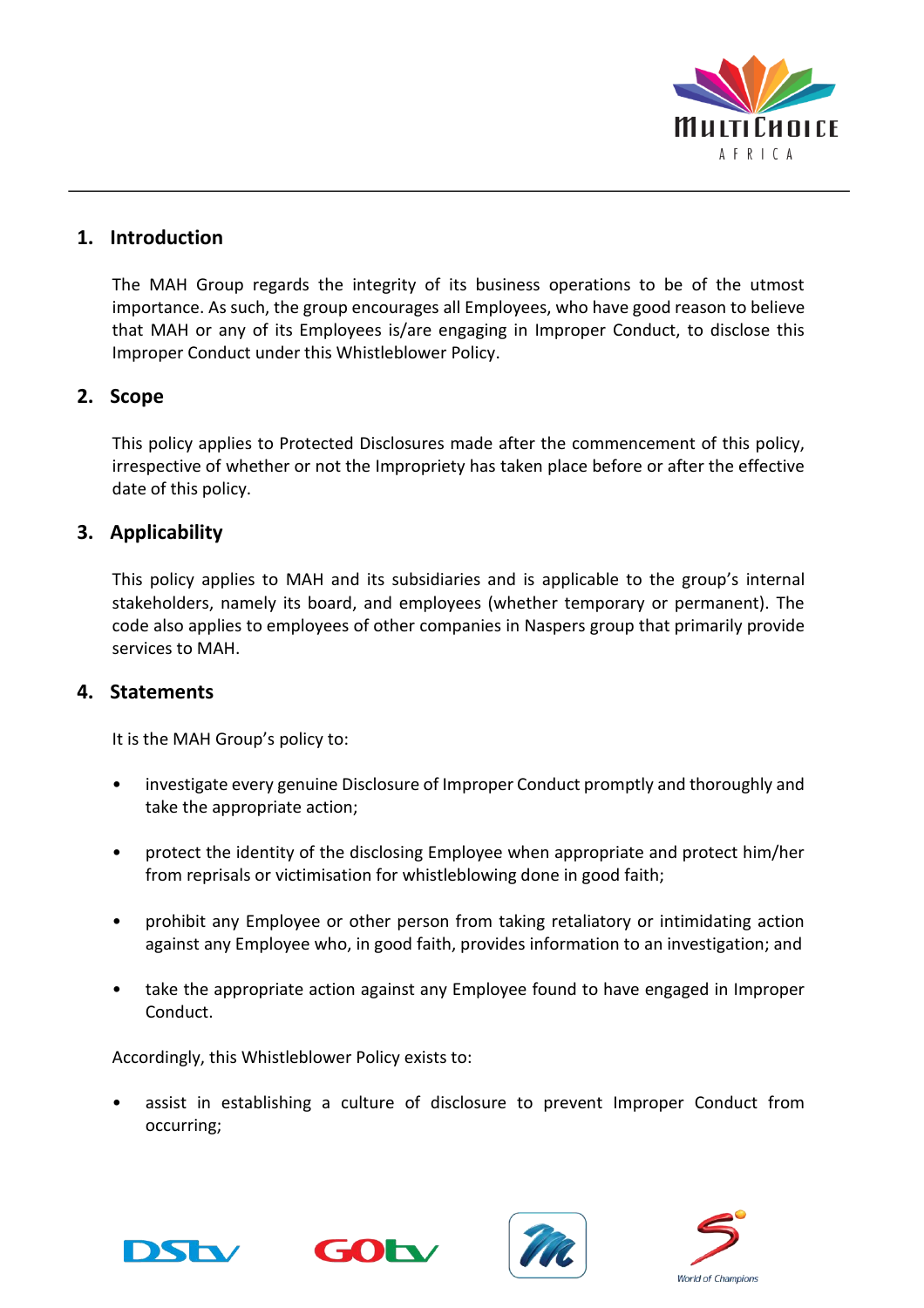## 1. Introduction

The MAH Group regards the integrity of its business operations to be of the utmost importance. As such, the group encourages all Employees, who have good reason to believe that MAH or any of its Employees is/are engaging in Improper Conduct, to disclose this Improper Conduct under this Whistleblower Policy.

## 2. Scope

This policy applies to Protected Disclosures made after the commencement of this policy, irrespective of whether or not the Impropriety has taken place before or after the effective date of this policy.

## 3. Applicability

This policy applies to MAH and its subsidiaries and is applicable to the group's internal stakeholders, namely its board, and employees (whether temporary or permanent). The code also applies to employees of other companies in Naspers group that primarily provide services to MAH.

## 4. Statements

It is the MAH Group's policy to:

- investigate every genuine Disclosure of Improper Conduct promptly and thoroughly and take the appropriate action;
- protect the identity of the disclosing Employee when appropriate and protect him/her from reprisals or victimisation for whistleblowing done in good faith;
- prohibit any Employee or other person from taking retaliatory or intimidating action against any Employee who, in good faith, provides information to an investigation; and
- take the appropriate action against any Employee found to have engaged in Improper Conduct.

Accordingly, this Whistleblower Policy exists to:

- assist in establishing a culture of disclosure to prevent Improper Conduct from occurring;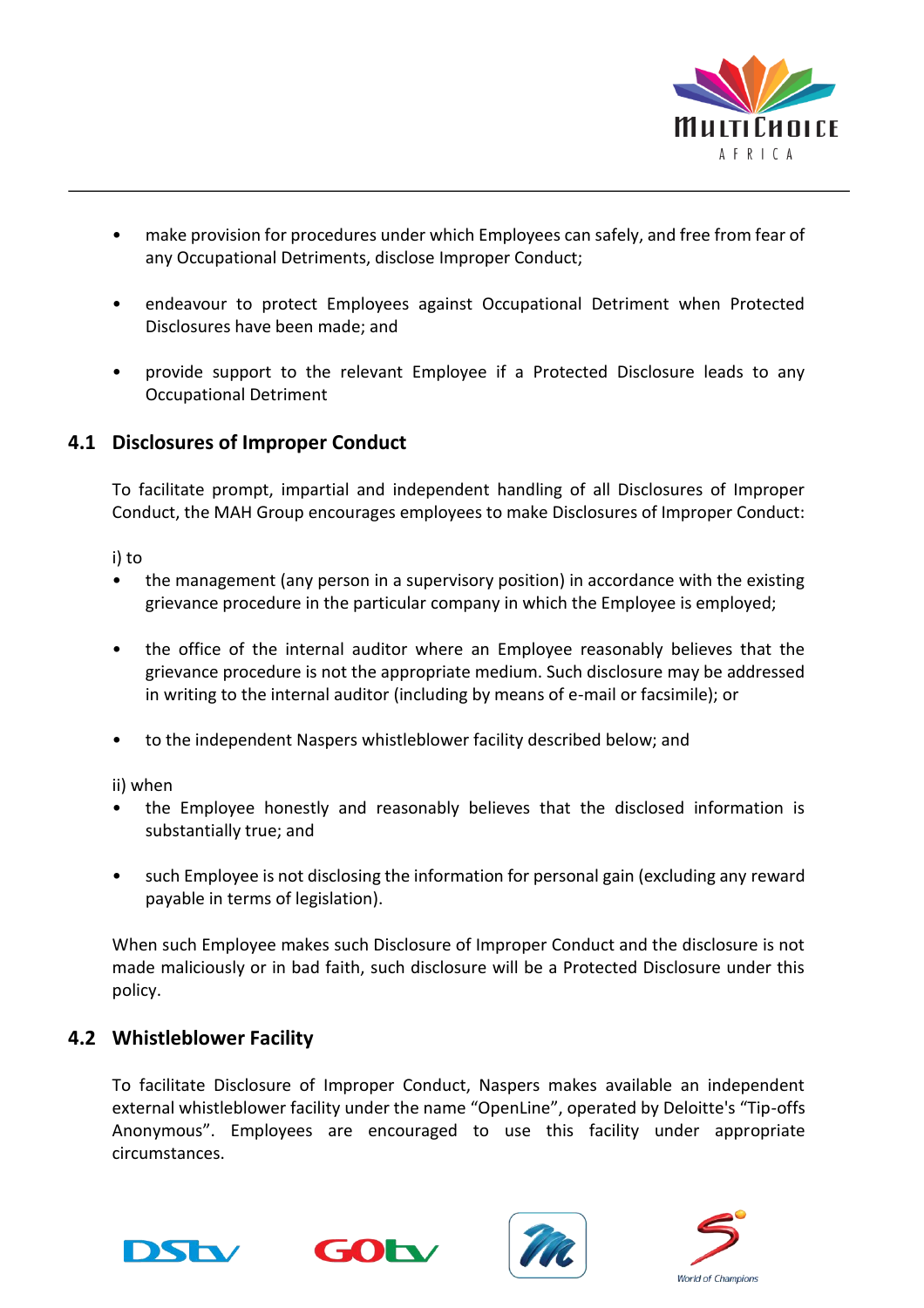- make provision for procedures under which Employees can safely, and free from fear of any Occupational Detriments, disclose Improper Conduct;
- endeavour to protect Employees against Occupational Detriment when Protected Disclosures have been made; and
- provide support to the relevant Employee if a Protected Disclosure leads to any Occupational Detriment

## 4.1 Disclosures of Improper Conduct

To facilitate prompt, impartial and independent handling of all Disclosures of Improper Conduct, the MAH Group encourages employees to make Disclosures of Improper Conduct:

i) to

- the management (any person in a supervisory position) in accordance with the existing grievance procedure in the particular company in which the Employee is employed;
- the office of the internal auditor where an Employee reasonably believes that the grievance procedure is not the appropriate medium. Such disclosure may be addressed in writing to the internal auditor (including by means of e-mail or facsimile); or
- to the independent Naspers whistleblower facility described below; and

ii) when

- the Employee honestly and reasonably believes that the disclosed information is substantially true; and
- such Employee is not disclosing the information for personal gain (excluding any reward payable in terms of legislation).

When such Employee makes such Disclosure of Improper Conduct and the disclosure is not made maliciously or in bad faith, such disclosure will be a Protected Disclosure under this policy.

## 4.2 Whistleblower Facility

To facilitate Disclosure of Improper Conduct, Naspers makes available an independent external whistleblower facility under the name "OpenLine", operated by Deloitte's "Tip-offs Anonymous". Employees are encouraged to use this facility under appropriate circumstances.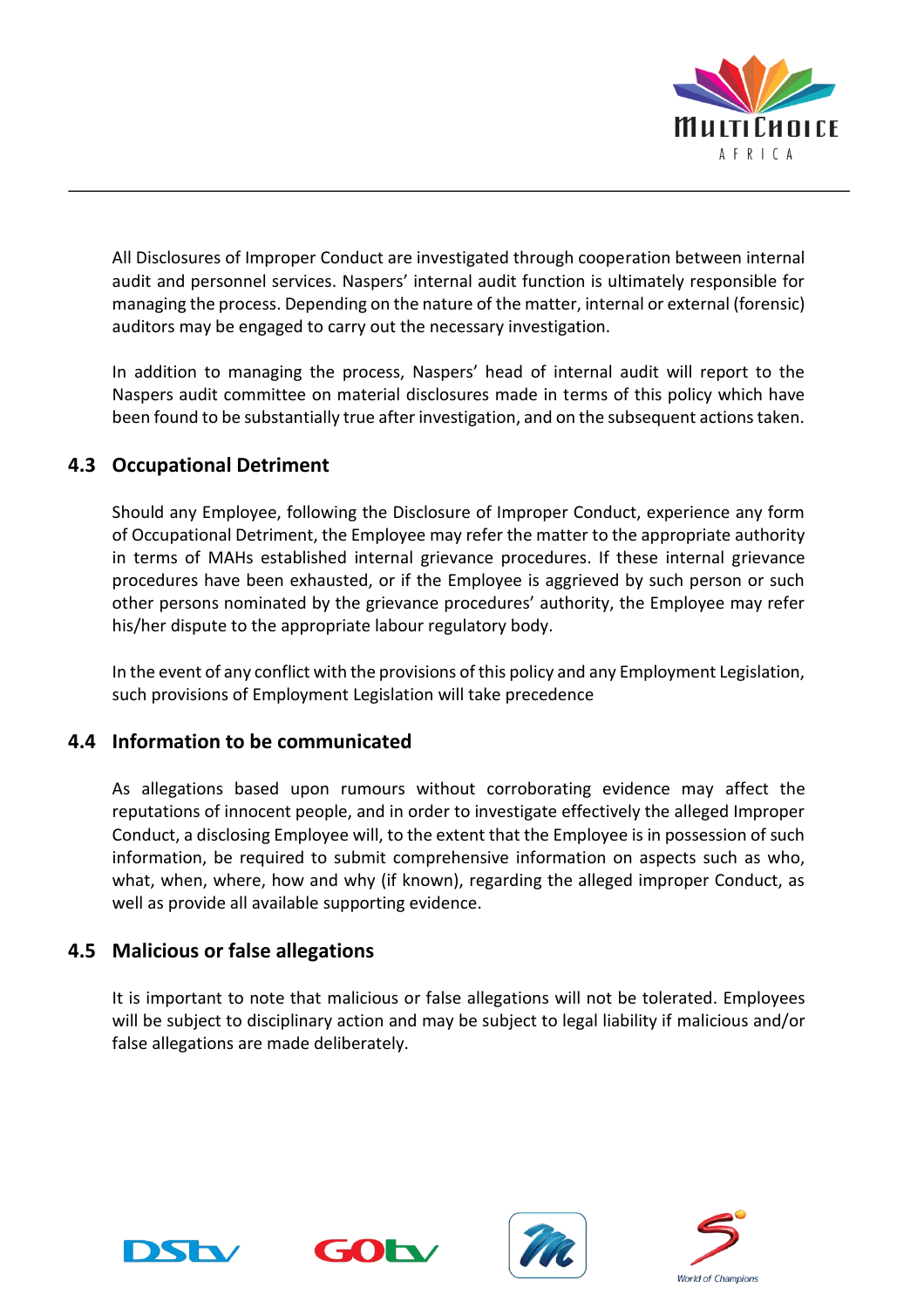All Disclosures of Improper Conduct are investigated through cooperation between internal audit and personnel services. Naspers' internal audit function is ultimately responsible for managing the process. Depending on the nature of the matter, internal or external (forensic) auditors may be engaged to carry out the necessary investigation.

In addition to managing the process, Naspers' head of internal audit will report to the Naspers audit committee on material disclosures made in terms of this policy which have been found to be substantially true after investigation, and on the subsequent actions taken.

## 4.3 Occupational Detriment

Should any Employee, following the Disclosure of Improper Conduct, experience any form of Occupational Detriment, the Employee may refer the matter to the appropriate authority in terms of MAHs established internal grievance procedures. If these internal grievance procedures have been exhausted, or if the Employee is aggrieved by such person or such other persons nominated by the grievance procedures' authority, the Employee may refer his/her dispute to the appropriate labour regulatory body.

In the event of any conflict with the provisions of this policy and any Employment Legislation, such provisions of Employment Legislation will take precedence

## 4.4 Information to be communicated

As allegations based upon rumours without corroborating evidence may affect the reputations of innocent people, and in order to investigate effectively the alleged Improper Conduct, a disclosing Employee will, to the extent that the Employee is in possession of such information, be required to submit comprehensive information on aspects such as who, what, when, where, how and why (if known), regarding the alleged improper Conduct, as well as provide all available supporting evidence.

## 4.5 Malicious or false allegations

It is important to note that malicious or false allegations will not be tolerated. Employees will be subject to disciplinary action and may be subject to legal liability if malicious and/or false allegations are made deliberately.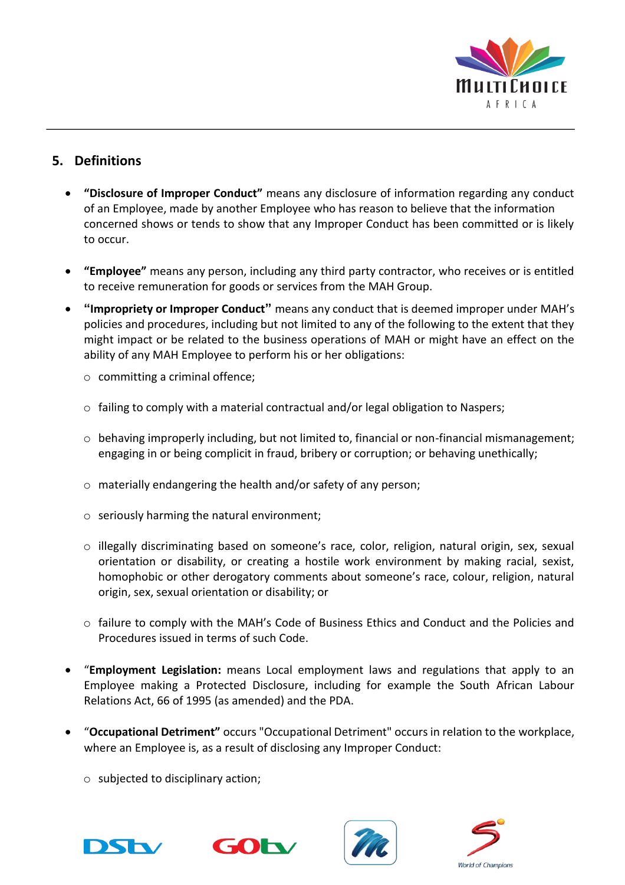## 5. Definitions

- **"Disclosure of Improper Conduct"** means any disclosure of information regarding any conduct of an Employee, made by another Employee who has reason to believe that the information concerned shows or tends to show that any Improper Conduct has been committed or is likely to occur.

- **"Employee"** means any person, including any third party contractor, who receives or is entitled to receive remuneration for goods or services from the MAH Group.

- **"Impropriety or Improper Conduct"** means any conduct that is deemed improper under MAH's policies and procedures, including but not limited to any of the following to the extent that they might impact or be related to the business operations of MAH or might have an effect on the ability of any MAH Employee to perform his or her obligations:
  - committing a criminal offence;
  - failing to comply with a material contractual and/or legal obligation to Naspers;
  - behaving improperly including, but not limited to, financial or non-financial mismanagement; engaging in or being complicit in fraud, bribery or corruption; or behaving unethically;
  - materially endangering the health and/or safety of any person;
  - seriously harming the natural environment;
  - illegally discriminating based on someone's race, color, religion, natural origin, sex, sexual orientation or disability, or creating a hostile work environment by making racial, sexist, homophobic or other derogatory comments about someone's race, colour, religion, natural origin, sex, sexual orientation or disability; or
  - failure to comply with the MAH's Code of Business Ethics and Conduct and the Policies and Procedures issued in terms of such Code.

- "**Employment Legislation:** means Local employment laws and regulations that apply to an Employee making a Protected Disclosure, including for example the South African Labour Relations Act, 66 of 1995 (as amended) and the PDA.

- "**Occupational Detriment"** occurs "Occupational Detriment" occurs in relation to the workplace, where an Employee is, as a result of disclosing any Improper Conduct:
  - subjected to disciplinary action;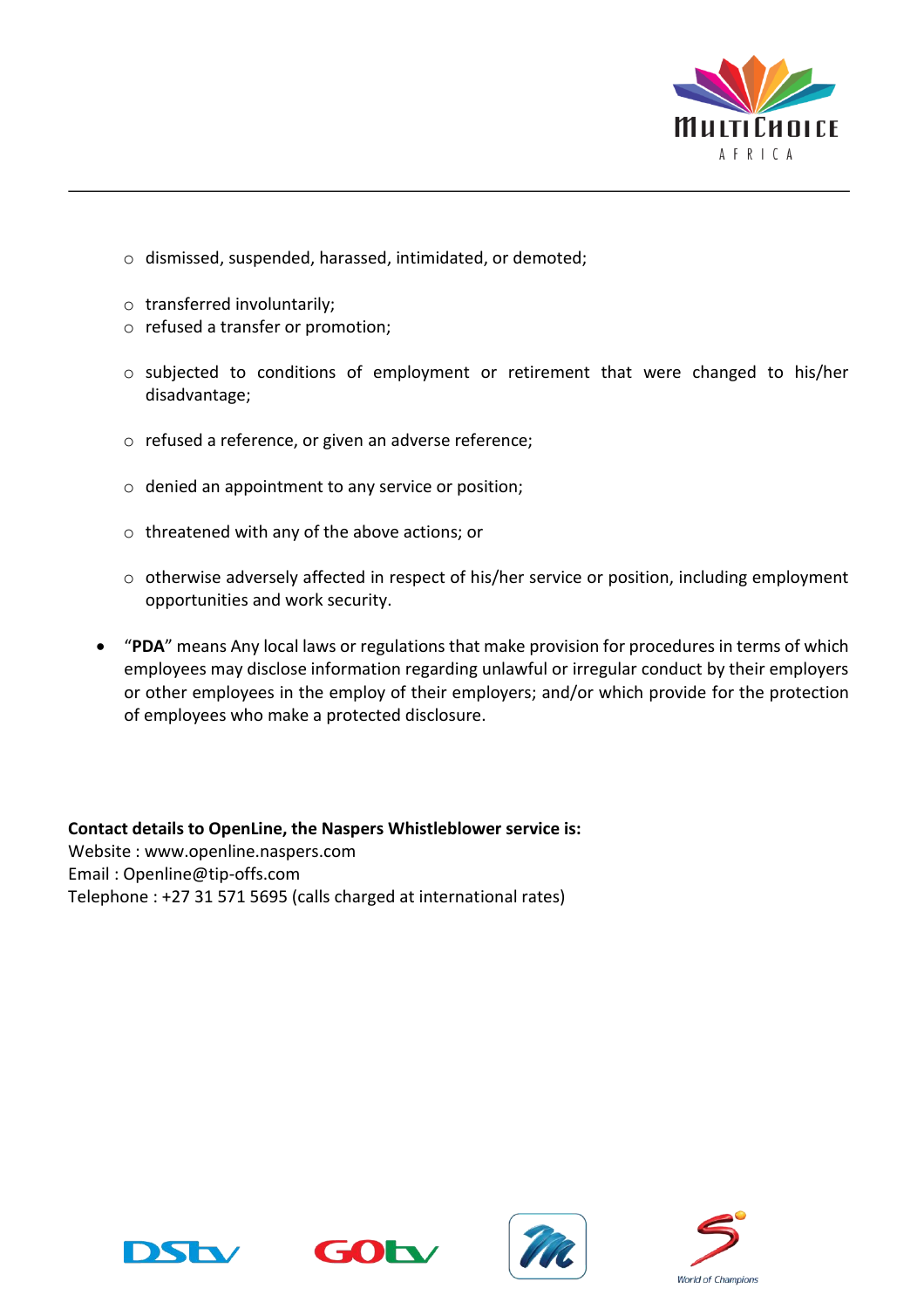- dismissed, suspended, harassed, intimidated, or demoted;
- transferred involuntarily;
- refused a transfer or promotion;
- subjected to conditions of employment or retirement that were changed to his/her disadvantage;
- refused a reference, or given an adverse reference;
- denied an appointment to any service or position;
- threatened with any of the above actions; or
- otherwise adversely affected in respect of his/her service or position, including employment opportunities and work security.

- "**PDA**" means Any local laws or regulations that make provision for procedures in terms of which employees may disclose information regarding unlawful or irregular conduct by their employers or other employees in the employ of their employers; and/or which provide for the protection of employees who make a protected disclosure.

**Contact details to OpenLine, the Naspers Whistleblower service is:**
Website : www.openline.naspers.com
Email : Openline@tip-offs.com
Telephone : +27 31 571 5695 (calls charged at international rates)